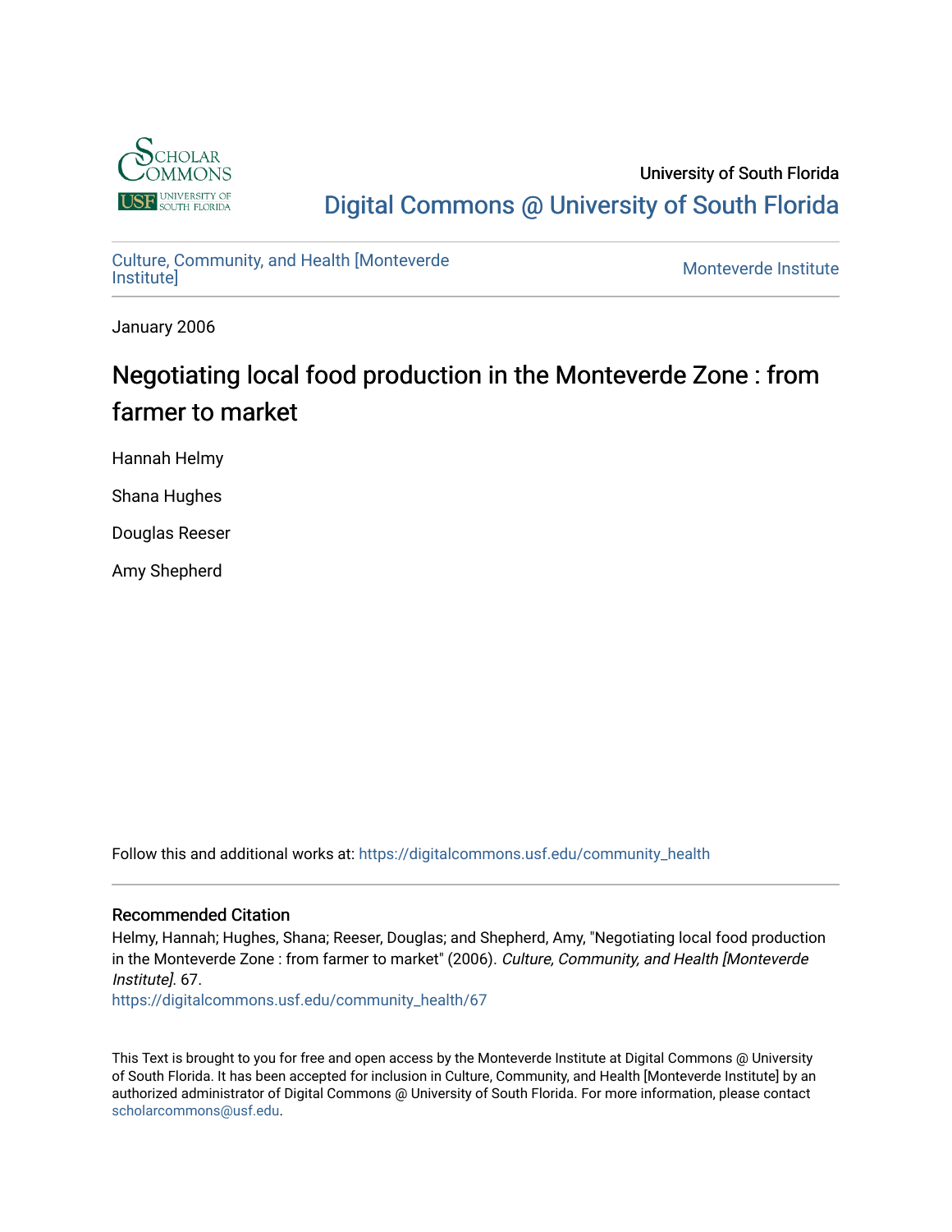University of South Florida

Digital Commons @ University of South Florida

Culture, Community, and Health [Monteverde Institute]

Monteverde Institute

January 2006

# Negotiating local food production in the Monteverde Zone : from farmer to market

Hannah Helmy

Shana Hughes

Douglas Reeser

Amy Shepherd

Follow this and additional works at: https://digitalcommons.usf.edu/community_health

### Recommended Citation

Helmy, Hannah; Hughes, Shana; Reeser, Douglas; and Shepherd, Amy, "Negotiating local food production in the Monteverde Zone : from farmer to market" (2006). *Culture, Community, and Health [Monteverde Institute]*. 67.
https://digitalcommons.usf.edu/community_health/67

This Text is brought to you for free and open access by the Monteverde Institute at Digital Commons @ University of South Florida. It has been accepted for inclusion in Culture, Community, and Health [Monteverde Institute] by an authorized administrator of Digital Commons @ University of South Florida. For more information, please contact scholarcommons@usf.edu.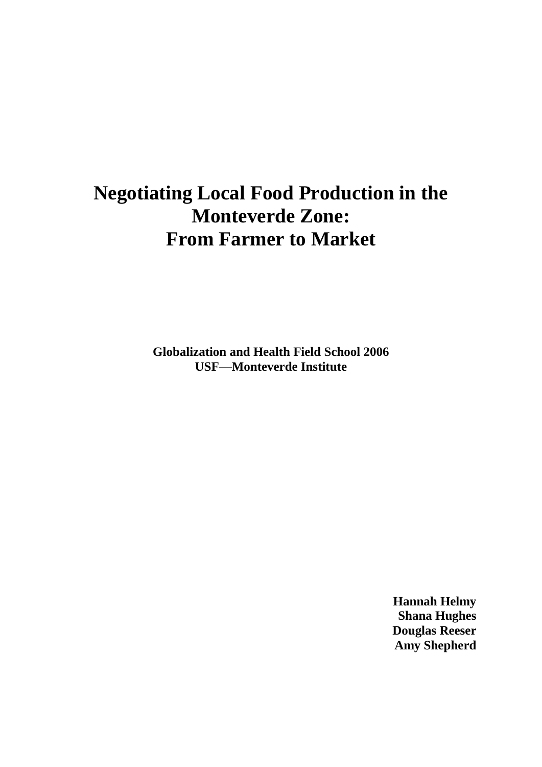# Negotiating Local Food Production in the Monteverde Zone: From Farmer to Market

**Globalization and Health Field School 2006**
**USF—Monteverde Institute**

**Hannah Helmy**
**Shana Hughes**
**Douglas Reeser**
**Amy Shepherd**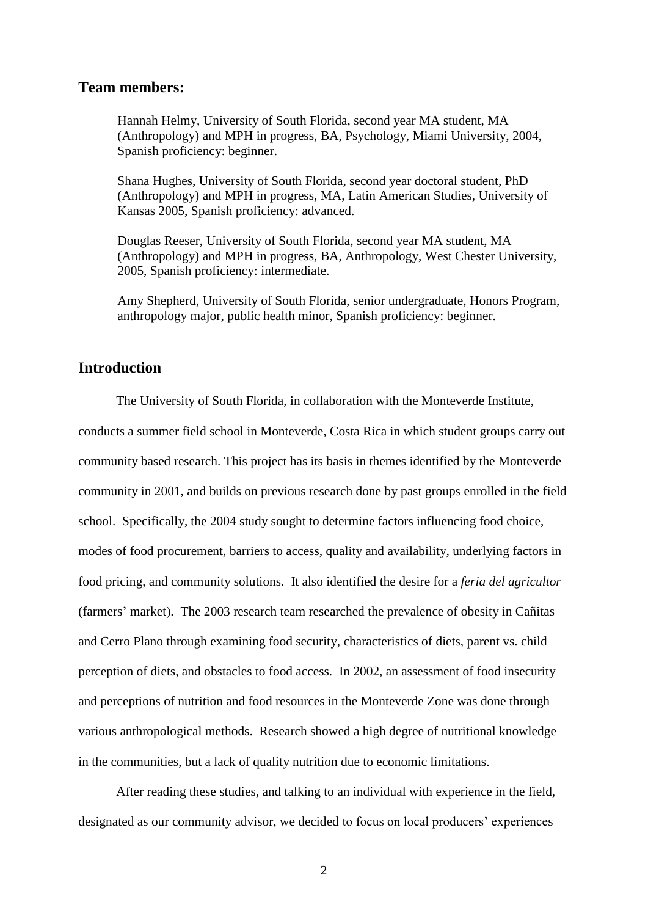## Team members:

Hannah Helmy, University of South Florida, second year MA student, MA (Anthropology) and MPH in progress, BA, Psychology, Miami University, 2004, Spanish proficiency: beginner.

Shana Hughes, University of South Florida, second year doctoral student, PhD (Anthropology) and MPH in progress, MA, Latin American Studies, University of Kansas 2005, Spanish proficiency: advanced.

Douglas Reeser, University of South Florida, second year MA student, MA (Anthropology) and MPH in progress, BA, Anthropology, West Chester University, 2005, Spanish proficiency: intermediate.

Amy Shepherd, University of South Florida, senior undergraduate, Honors Program, anthropology major, public health minor, Spanish proficiency: beginner.

## Introduction

The University of South Florida, in collaboration with the Monteverde Institute, conducts a summer field school in Monteverde, Costa Rica in which student groups carry out community based research. This project has its basis in themes identified by the Monteverde community in 2001, and builds on previous research done by past groups enrolled in the field school. Specifically, the 2004 study sought to determine factors influencing food choice, modes of food procurement, barriers to access, quality and availability, underlying factors in food pricing, and community solutions. It also identified the desire for a *feria del agricultor* (farmers' market). The 2003 research team researched the prevalence of obesity in Cañitas and Cerro Plano through examining food security, characteristics of diets, parent vs. child perception of diets, and obstacles to food access. In 2002, an assessment of food insecurity and perceptions of nutrition and food resources in the Monteverde Zone was done through various anthropological methods. Research showed a high degree of nutritional knowledge in the communities, but a lack of quality nutrition due to economic limitations.

After reading these studies, and talking to an individual with experience in the field, designated as our community advisor, we decided to focus on local producers' experiences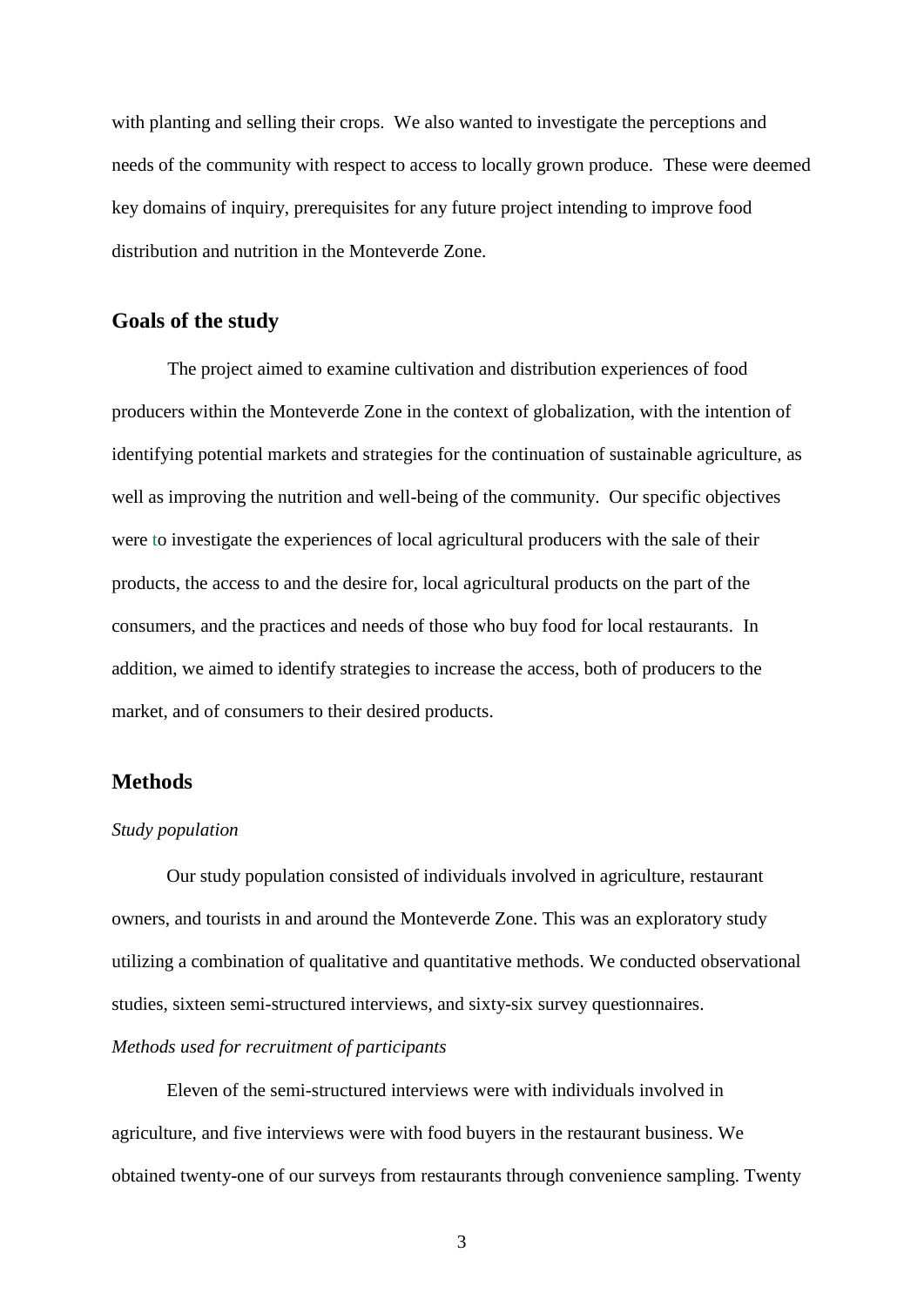with planting and selling their crops. We also wanted to investigate the perceptions and needs of the community with respect to access to locally grown produce. These were deemed key domains of inquiry, prerequisites for any future project intending to improve food distribution and nutrition in the Monteverde Zone.

## Goals of the study

The project aimed to examine cultivation and distribution experiences of food producers within the Monteverde Zone in the context of globalization, with the intention of identifying potential markets and strategies for the continuation of sustainable agriculture, as well as improving the nutrition and well-being of the community. Our specific objectives were to investigate the experiences of local agricultural producers with the sale of their products, the access to and the desire for, local agricultural products on the part of the consumers, and the practices and needs of those who buy food for local restaurants. In addition, we aimed to identify strategies to increase the access, both of producers to the market, and of consumers to their desired products.

## Methods

*Study population*

Our study population consisted of individuals involved in agriculture, restaurant owners, and tourists in and around the Monteverde Zone. This was an exploratory study utilizing a combination of qualitative and quantitative methods. We conducted observational studies, sixteen semi-structured interviews, and sixty-six survey questionnaires.

*Methods used for recruitment of participants*

Eleven of the semi-structured interviews were with individuals involved in agriculture, and five interviews were with food buyers in the restaurant business. We obtained twenty-one of our surveys from restaurants through convenience sampling. Twenty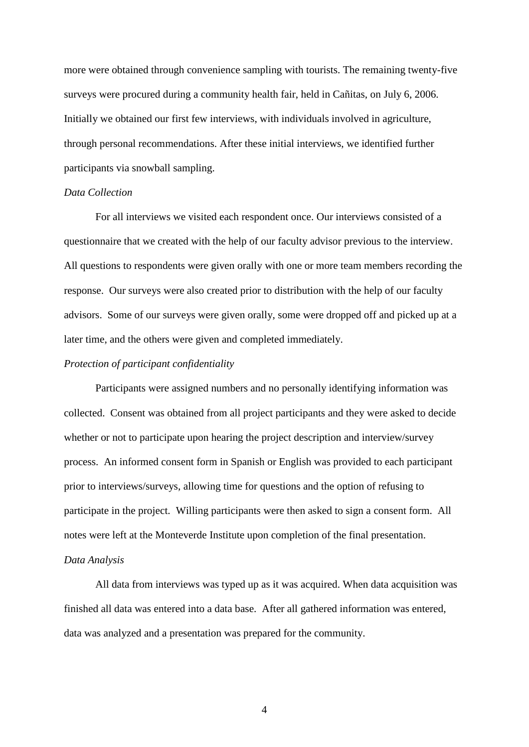more were obtained through convenience sampling with tourists. The remaining twenty-five surveys were procured during a community health fair, held in Cañitas, on July 6, 2006. Initially we obtained our first few interviews, with individuals involved in agriculture, through personal recommendations. After these initial interviews, we identified further participants via snowball sampling.

*Data Collection*

For all interviews we visited each respondent once. Our interviews consisted of a questionnaire that we created with the help of our faculty advisor previous to the interview. All questions to respondents were given orally with one or more team members recording the response. Our surveys were also created prior to distribution with the help of our faculty advisors. Some of our surveys were given orally, some were dropped off and picked up at a later time, and the others were given and completed immediately.

*Protection of participant confidentiality*

Participants were assigned numbers and no personally identifying information was collected. Consent was obtained from all project participants and they were asked to decide whether or not to participate upon hearing the project description and interview/survey process. An informed consent form in Spanish or English was provided to each participant prior to interviews/surveys, allowing time for questions and the option of refusing to participate in the project. Willing participants were then asked to sign a consent form. All notes were left at the Monteverde Institute upon completion of the final presentation.

*Data Analysis*

All data from interviews was typed up as it was acquired. When data acquisition was finished all data was entered into a data base. After all gathered information was entered, data was analyzed and a presentation was prepared for the community.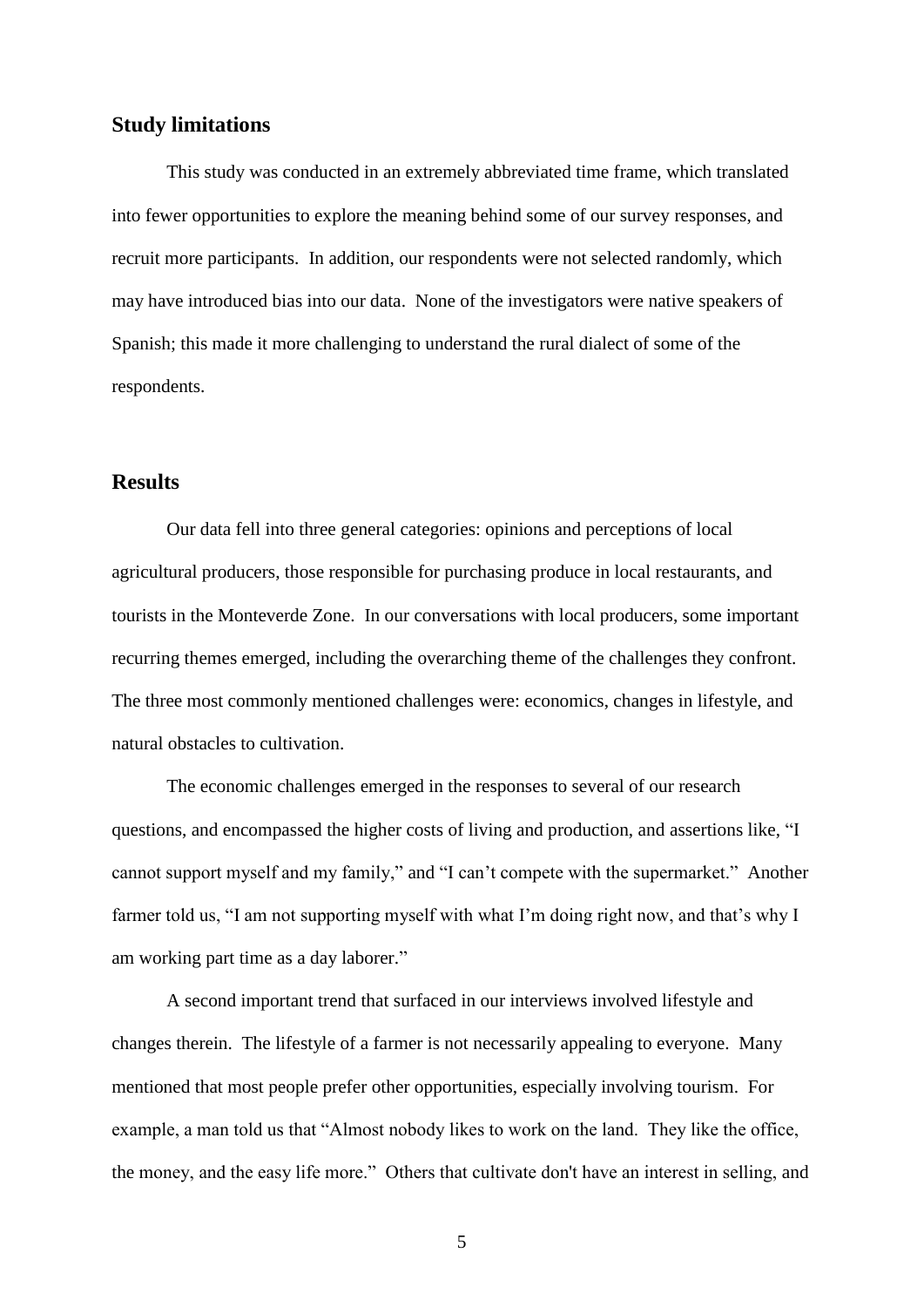## Study limitations

This study was conducted in an extremely abbreviated time frame, which translated into fewer opportunities to explore the meaning behind some of our survey responses, and recruit more participants. In addition, our respondents were not selected randomly, which may have introduced bias into our data. None of the investigators were native speakers of Spanish; this made it more challenging to understand the rural dialect of some of the respondents.

## Results

Our data fell into three general categories: opinions and perceptions of local agricultural producers, those responsible for purchasing produce in local restaurants, and tourists in the Monteverde Zone. In our conversations with local producers, some important recurring themes emerged, including the overarching theme of the challenges they confront. The three most commonly mentioned challenges were: economics, changes in lifestyle, and natural obstacles to cultivation.

The economic challenges emerged in the responses to several of our research questions, and encompassed the higher costs of living and production, and assertions like, "I cannot support myself and my family," and "I can't compete with the supermarket." Another farmer told us, "I am not supporting myself with what I'm doing right now, and that's why I am working part time as a day laborer."

A second important trend that surfaced in our interviews involved lifestyle and changes therein. The lifestyle of a farmer is not necessarily appealing to everyone. Many mentioned that most people prefer other opportunities, especially involving tourism. For example, a man told us that "Almost nobody likes to work on the land. They like the office, the money, and the easy life more." Others that cultivate don't have an interest in selling, and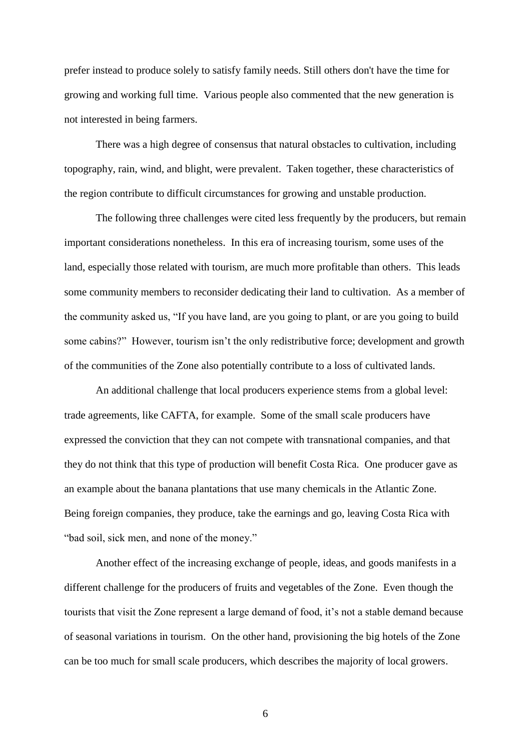prefer instead to produce solely to satisfy family needs. Still others don't have the time for growing and working full time. Various people also commented that the new generation is not interested in being farmers.

There was a high degree of consensus that natural obstacles to cultivation, including topography, rain, wind, and blight, were prevalent. Taken together, these characteristics of the region contribute to difficult circumstances for growing and unstable production.

The following three challenges were cited less frequently by the producers, but remain important considerations nonetheless. In this era of increasing tourism, some uses of the land, especially those related with tourism, are much more profitable than others. This leads some community members to reconsider dedicating their land to cultivation. As a member of the community asked us, "If you have land, are you going to plant, or are you going to build some cabins?" However, tourism isn't the only redistributive force; development and growth of the communities of the Zone also potentially contribute to a loss of cultivated lands.

An additional challenge that local producers experience stems from a global level: trade agreements, like CAFTA, for example. Some of the small scale producers have expressed the conviction that they can not compete with transnational companies, and that they do not think that this type of production will benefit Costa Rica. One producer gave as an example about the banana plantations that use many chemicals in the Atlantic Zone. Being foreign companies, they produce, take the earnings and go, leaving Costa Rica with "bad soil, sick men, and none of the money."

Another effect of the increasing exchange of people, ideas, and goods manifests in a different challenge for the producers of fruits and vegetables of the Zone. Even though the tourists that visit the Zone represent a large demand of food, it's not a stable demand because of seasonal variations in tourism. On the other hand, provisioning the big hotels of the Zone can be too much for small scale producers, which describes the majority of local growers.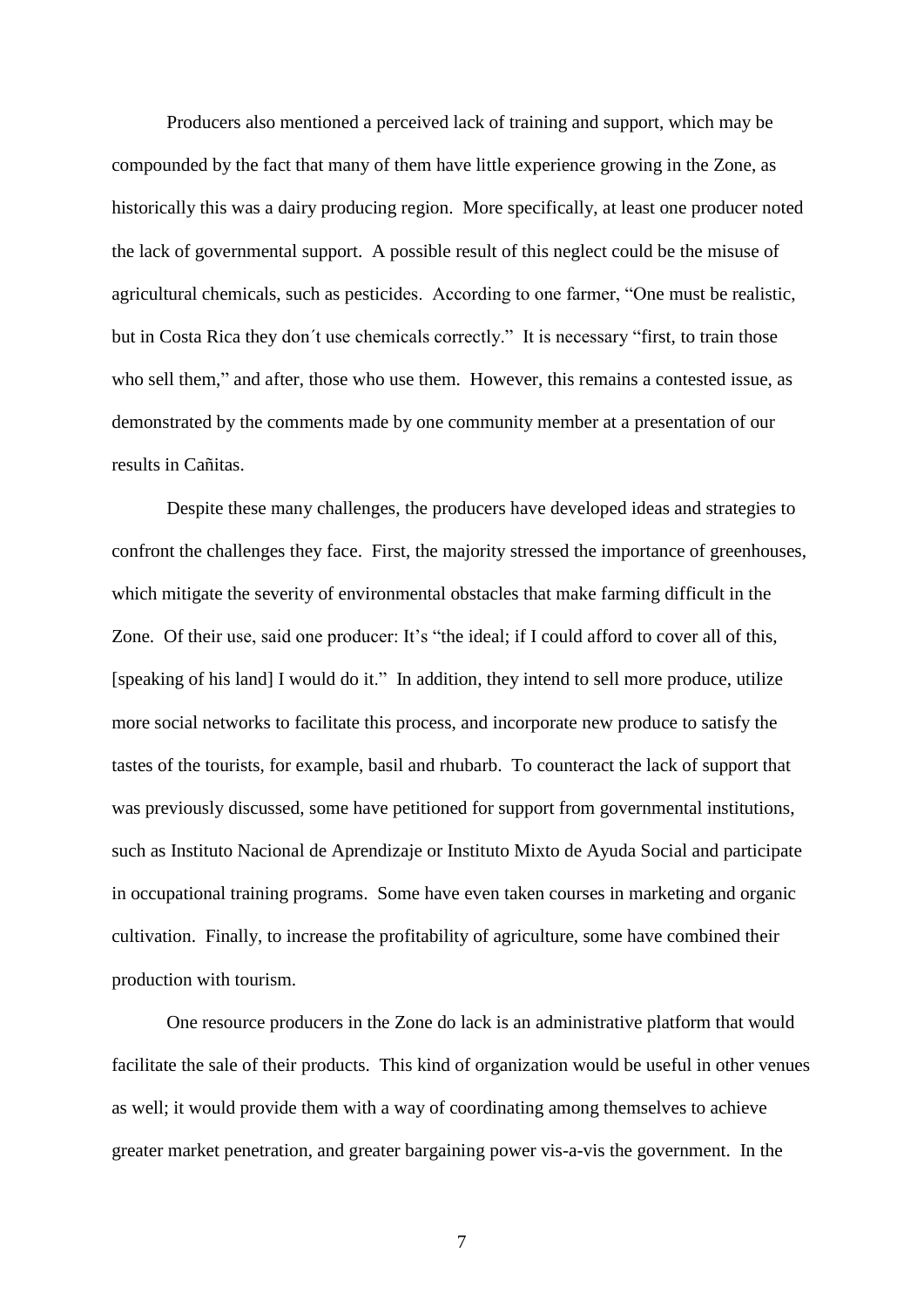Producers also mentioned a perceived lack of training and support, which may be compounded by the fact that many of them have little experience growing in the Zone, as historically this was a dairy producing region. More specifically, at least one producer noted the lack of governmental support. A possible result of this neglect could be the misuse of agricultural chemicals, such as pesticides. According to one farmer, "One must be realistic, but in Costa Rica they don´t use chemicals correctly." It is necessary "first, to train those who sell them," and after, those who use them. However, this remains a contested issue, as demonstrated by the comments made by one community member at a presentation of our results in Cañitas.

Despite these many challenges, the producers have developed ideas and strategies to confront the challenges they face. First, the majority stressed the importance of greenhouses, which mitigate the severity of environmental obstacles that make farming difficult in the Zone. Of their use, said one producer: It's "the ideal; if I could afford to cover all of this, [speaking of his land] I would do it." In addition, they intend to sell more produce, utilize more social networks to facilitate this process, and incorporate new produce to satisfy the tastes of the tourists, for example, basil and rhubarb. To counteract the lack of support that was previously discussed, some have petitioned for support from governmental institutions, such as Instituto Nacional de Aprendizaje or Instituto Mixto de Ayuda Social and participate in occupational training programs. Some have even taken courses in marketing and organic cultivation. Finally, to increase the profitability of agriculture, some have combined their production with tourism.

One resource producers in the Zone do lack is an administrative platform that would facilitate the sale of their products. This kind of organization would be useful in other venues as well; it would provide them with a way of coordinating among themselves to achieve greater market penetration, and greater bargaining power vis-a-vis the government. In the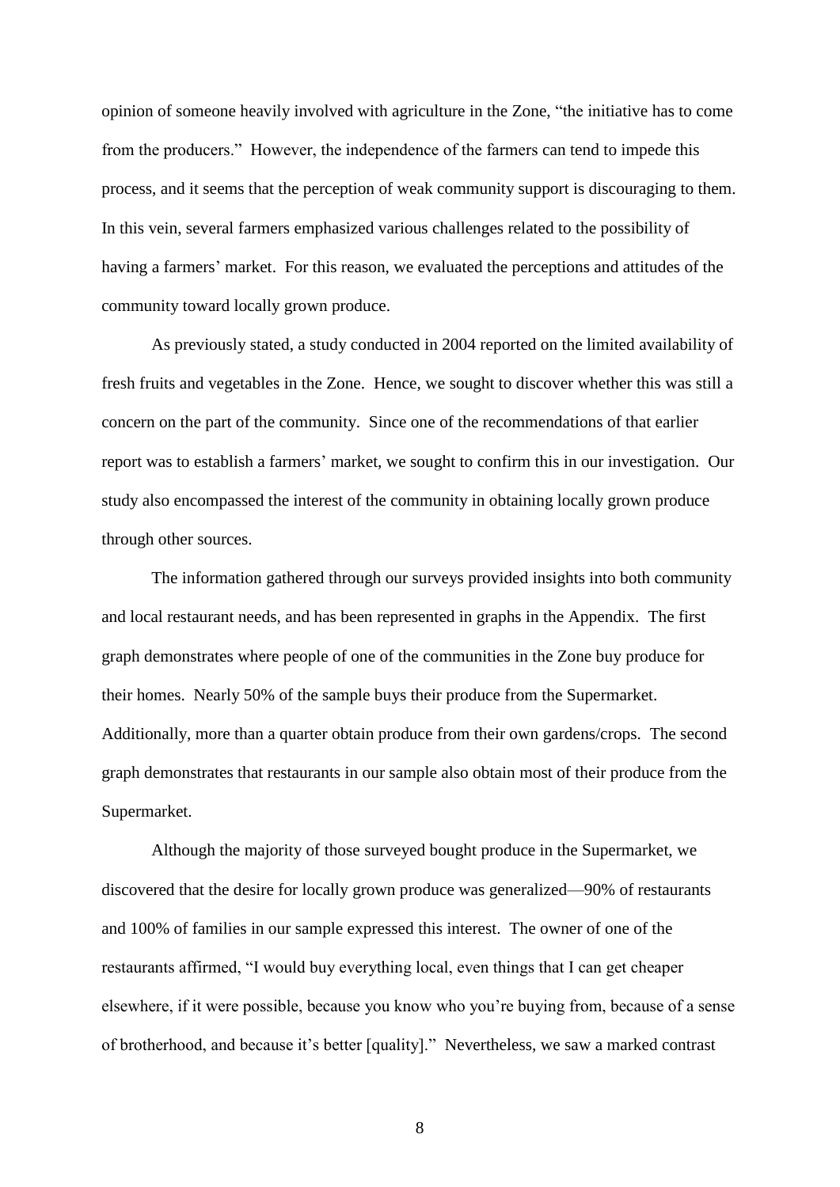opinion of someone heavily involved with agriculture in the Zone, "the initiative has to come from the producers." However, the independence of the farmers can tend to impede this process, and it seems that the perception of weak community support is discouraging to them. In this vein, several farmers emphasized various challenges related to the possibility of having a farmers' market. For this reason, we evaluated the perceptions and attitudes of the community toward locally grown produce.

As previously stated, a study conducted in 2004 reported on the limited availability of fresh fruits and vegetables in the Zone. Hence, we sought to discover whether this was still a concern on the part of the community. Since one of the recommendations of that earlier report was to establish a farmers' market, we sought to confirm this in our investigation. Our study also encompassed the interest of the community in obtaining locally grown produce through other sources.

The information gathered through our surveys provided insights into both community and local restaurant needs, and has been represented in graphs in the Appendix. The first graph demonstrates where people of one of the communities in the Zone buy produce for their homes. Nearly 50% of the sample buys their produce from the Supermarket. Additionally, more than a quarter obtain produce from their own gardens/crops. The second graph demonstrates that restaurants in our sample also obtain most of their produce from the Supermarket.

Although the majority of those surveyed bought produce in the Supermarket, we discovered that the desire for locally grown produce was generalized—90% of restaurants and 100% of families in our sample expressed this interest. The owner of one of the restaurants affirmed, "I would buy everything local, even things that I can get cheaper elsewhere, if it were possible, because you know who you're buying from, because of a sense of brotherhood, and because it's better [quality]." Nevertheless, we saw a marked contrast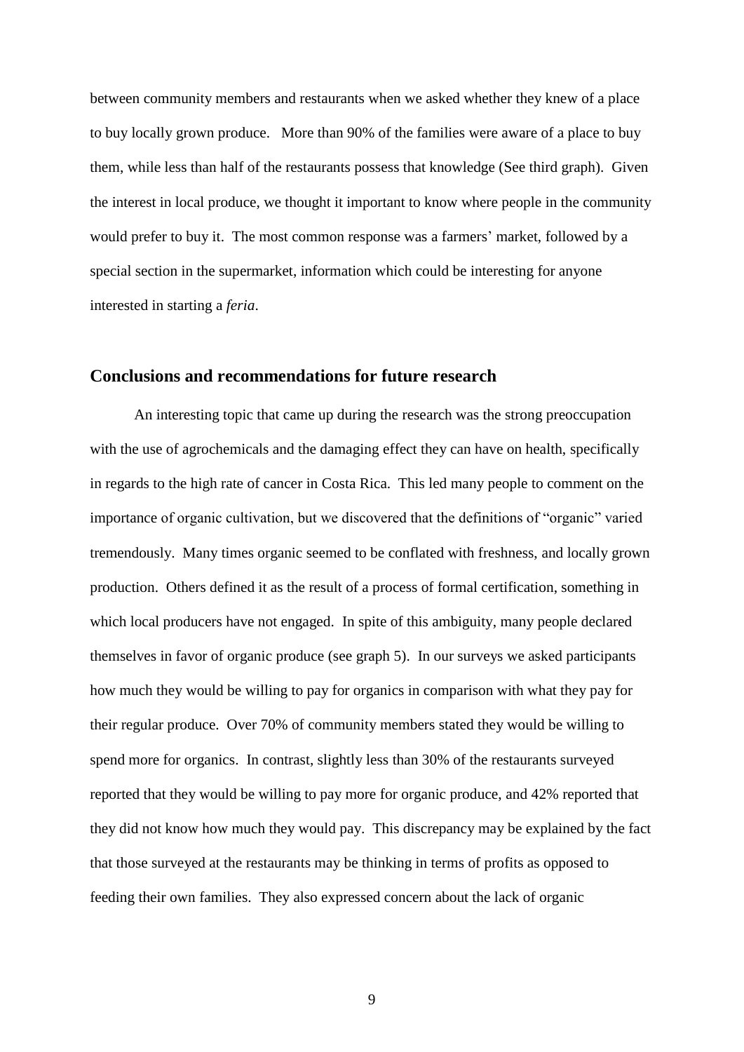between community members and restaurants when we asked whether they knew of a place to buy locally grown produce. More than 90% of the families were aware of a place to buy them, while less than half of the restaurants possess that knowledge (See third graph). Given the interest in local produce, we thought it important to know where people in the community would prefer to buy it. The most common response was a farmers' market, followed by a special section in the supermarket, information which could be interesting for anyone interested in starting a *feria*.

## Conclusions and recommendations for future research

An interesting topic that came up during the research was the strong preoccupation with the use of agrochemicals and the damaging effect they can have on health, specifically in regards to the high rate of cancer in Costa Rica. This led many people to comment on the importance of organic cultivation, but we discovered that the definitions of "organic" varied tremendously. Many times organic seemed to be conflated with freshness, and locally grown production. Others defined it as the result of a process of formal certification, something in which local producers have not engaged. In spite of this ambiguity, many people declared themselves in favor of organic produce (see graph 5). In our surveys we asked participants how much they would be willing to pay for organics in comparison with what they pay for their regular produce. Over 70% of community members stated they would be willing to spend more for organics. In contrast, slightly less than 30% of the restaurants surveyed reported that they would be willing to pay more for organic produce, and 42% reported that they did not know how much they would pay. This discrepancy may be explained by the fact that those surveyed at the restaurants may be thinking in terms of profits as opposed to feeding their own families. They also expressed concern about the lack of organic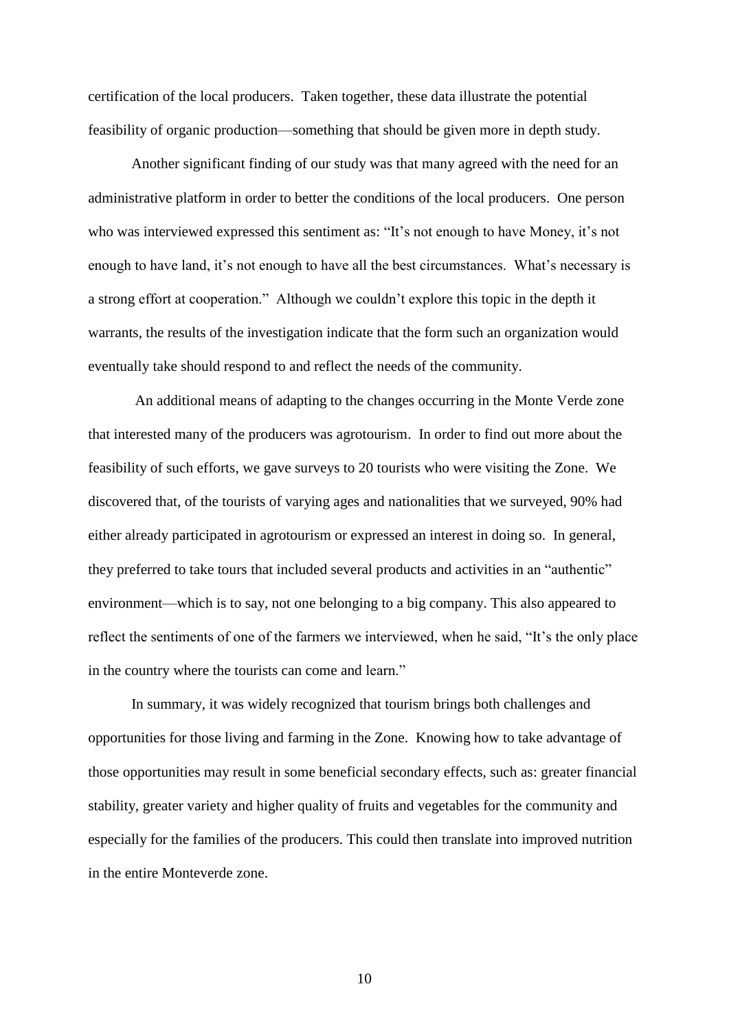certification of the local producers. Taken together, these data illustrate the potential feasibility of organic production—something that should be given more in depth study.

Another significant finding of our study was that many agreed with the need for an administrative platform in order to better the conditions of the local producers. One person who was interviewed expressed this sentiment as: "It's not enough to have Money, it's not enough to have land, it's not enough to have all the best circumstances. What's necessary is a strong effort at cooperation." Although we couldn't explore this topic in the depth it warrants, the results of the investigation indicate that the form such an organization would eventually take should respond to and reflect the needs of the community.

An additional means of adapting to the changes occurring in the Monte Verde zone that interested many of the producers was agrotourism. In order to find out more about the feasibility of such efforts, we gave surveys to 20 tourists who were visiting the Zone. We discovered that, of the tourists of varying ages and nationalities that we surveyed, 90% had either already participated in agrotourism or expressed an interest in doing so. In general, they preferred to take tours that included several products and activities in an "authentic" environment—which is to say, not one belonging to a big company. This also appeared to reflect the sentiments of one of the farmers we interviewed, when he said, "It's the only place in the country where the tourists can come and learn."

In summary, it was widely recognized that tourism brings both challenges and opportunities for those living and farming in the Zone. Knowing how to take advantage of those opportunities may result in some beneficial secondary effects, such as: greater financial stability, greater variety and higher quality of fruits and vegetables for the community and especially for the families of the producers. This could then translate into improved nutrition in the entire Monteverde zone.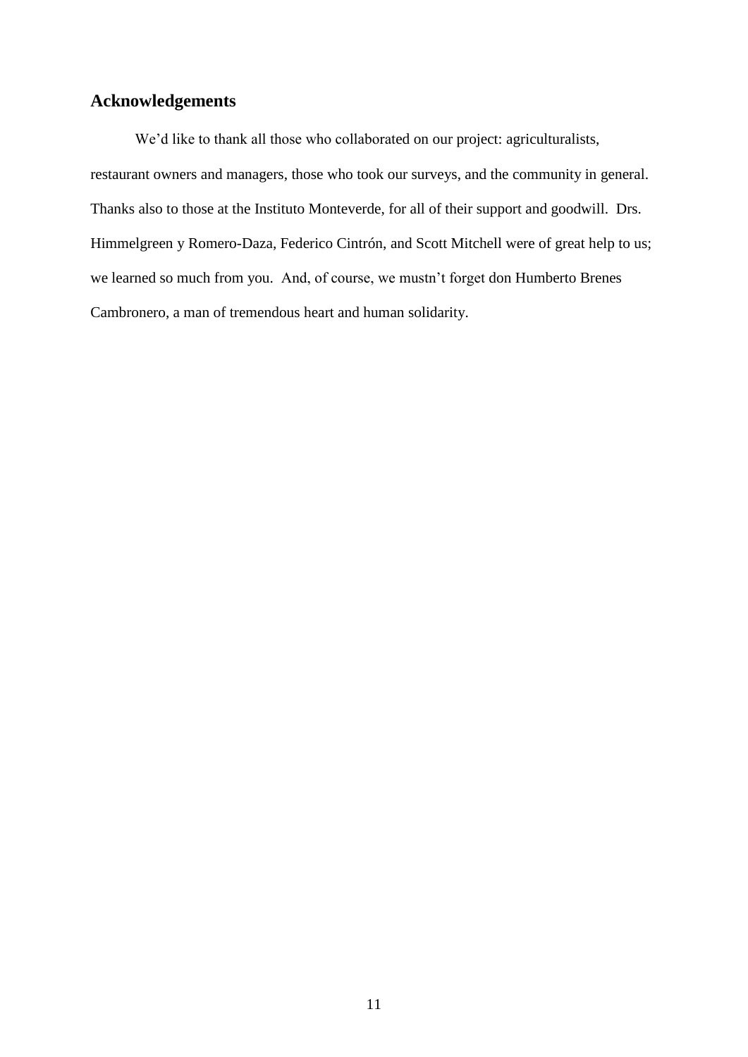## Acknowledgements

We'd like to thank all those who collaborated on our project: agriculturalists, restaurant owners and managers, those who took our surveys, and the community in general. Thanks also to those at the Instituto Monteverde, for all of their support and goodwill. Drs. Himmelgreen y Romero-Daza, Federico Cintrón, and Scott Mitchell were of great help to us; we learned so much from you. And, of course, we mustn't forget don Humberto Brenes Cambronero, a man of tremendous heart and human solidarity.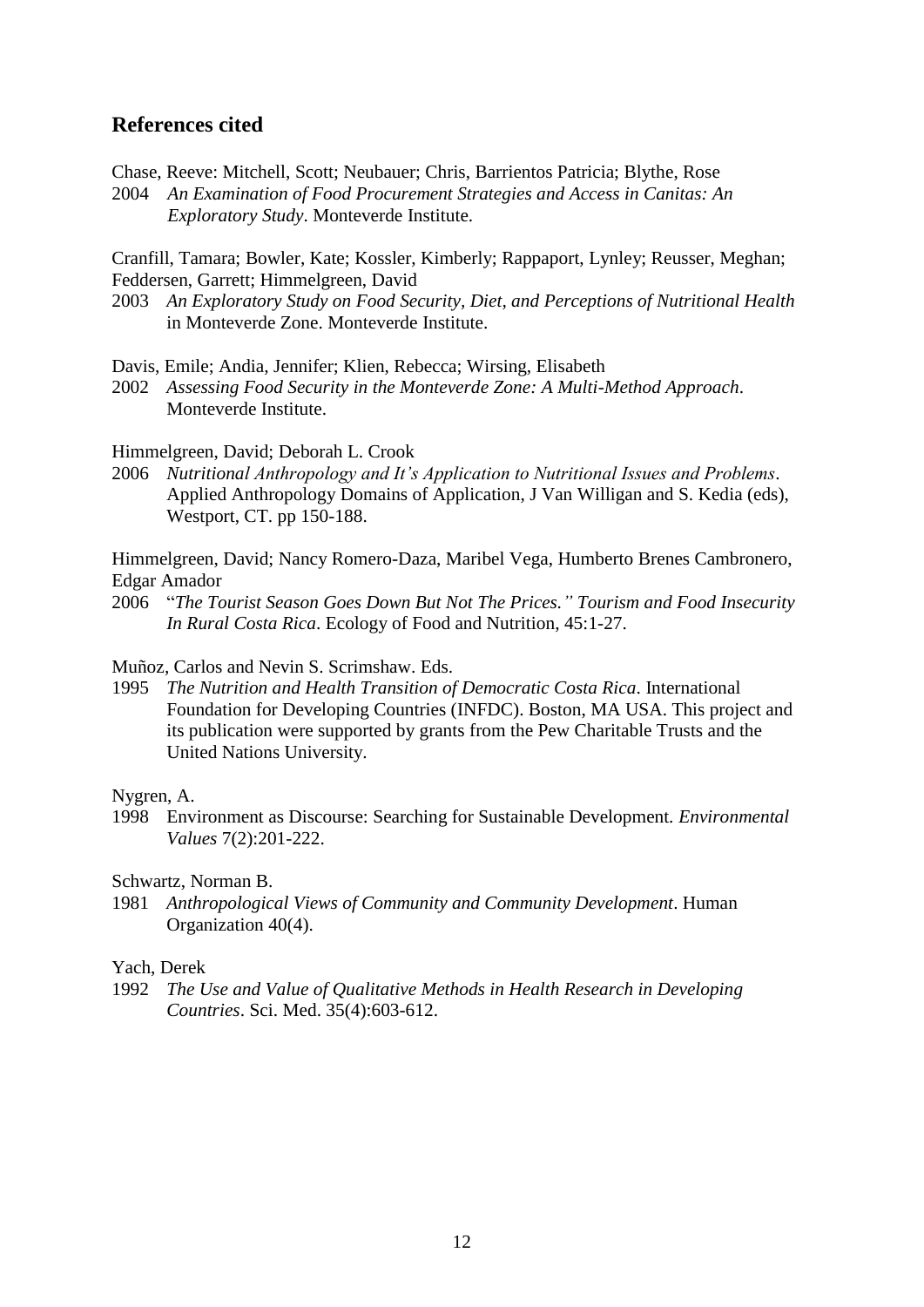## References cited

Chase, Reeve: Mitchell, Scott; Neubauer; Chris, Barrientos Patricia; Blythe, Rose
2004 *An Examination of Food Procurement Strategies and Access in Canitas: An Exploratory Study*. Monteverde Institute.

Cranfill, Tamara; Bowler, Kate; Kossler, Kimberly; Rappaport, Lynley; Reusser, Meghan; Feddersen, Garrett; Himmelgreen, David
2003 *An Exploratory Study on Food Security, Diet, and Perceptions of Nutritional Health* in Monteverde Zone. Monteverde Institute.

Davis, Emile; Andia, Jennifer; Klien, Rebecca; Wirsing, Elisabeth
2002 *Assessing Food Security in the Monteverde Zone: A Multi-Method Approach*. Monteverde Institute.

Himmelgreen, David; Deborah L. Crook
2006 *Nutritional Anthropology and It's Application to Nutritional Issues and Problems*. Applied Anthropology Domains of Application, J Van Willigan and S. Kedia (eds), Westport, CT. pp 150-188.

Himmelgreen, David; Nancy Romero-Daza, Maribel Vega, Humberto Brenes Cambronero, Edgar Amador
2006 "*The Tourist Season Goes Down But Not The Prices." Tourism and Food Insecurity In Rural Costa Rica*. Ecology of Food and Nutrition, 45:1-27.

Muñoz, Carlos and Nevin S. Scrimshaw. Eds.
1995 *The Nutrition and Health Transition of Democratic Costa Rica*. International Foundation for Developing Countries (INFDC). Boston, MA USA. This project and its publication were supported by grants from the Pew Charitable Trusts and the United Nations University.

Nygren, A.
1998 Environment as Discourse: Searching for Sustainable Development. *Environmental Values* 7(2):201-222.

Schwartz, Norman B.
1981 *Anthropological Views of Community and Community Development*. Human Organization 40(4).

Yach, Derek
1992 *The Use and Value of Qualitative Methods in Health Research in Developing Countries*. Sci. Med. 35(4):603-612.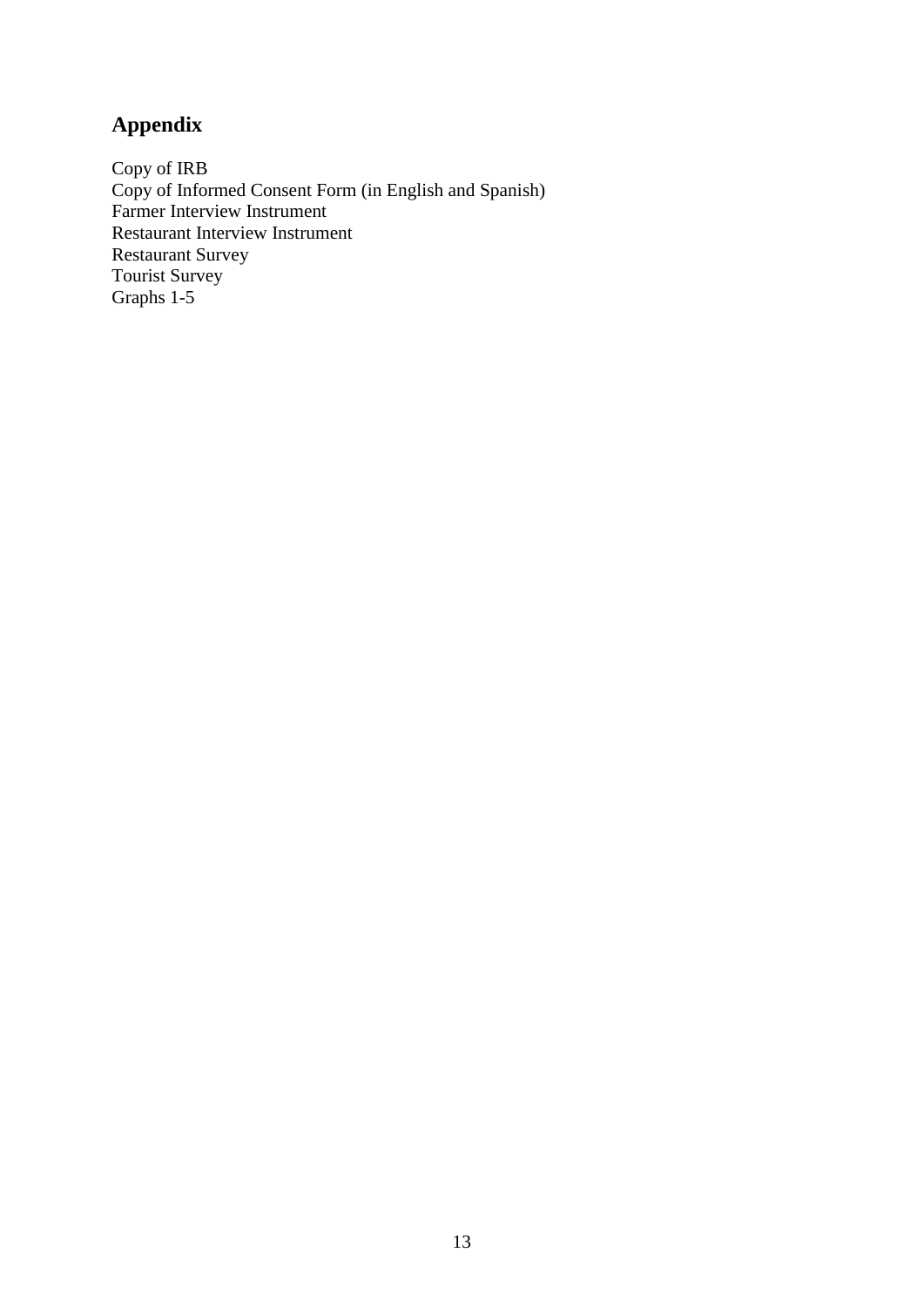## Appendix

Copy of IRB
Copy of Informed Consent Form (in English and Spanish)
Farmer Interview Instrument
Restaurant Interview Instrument
Restaurant Survey
Tourist Survey
Graphs 1-5